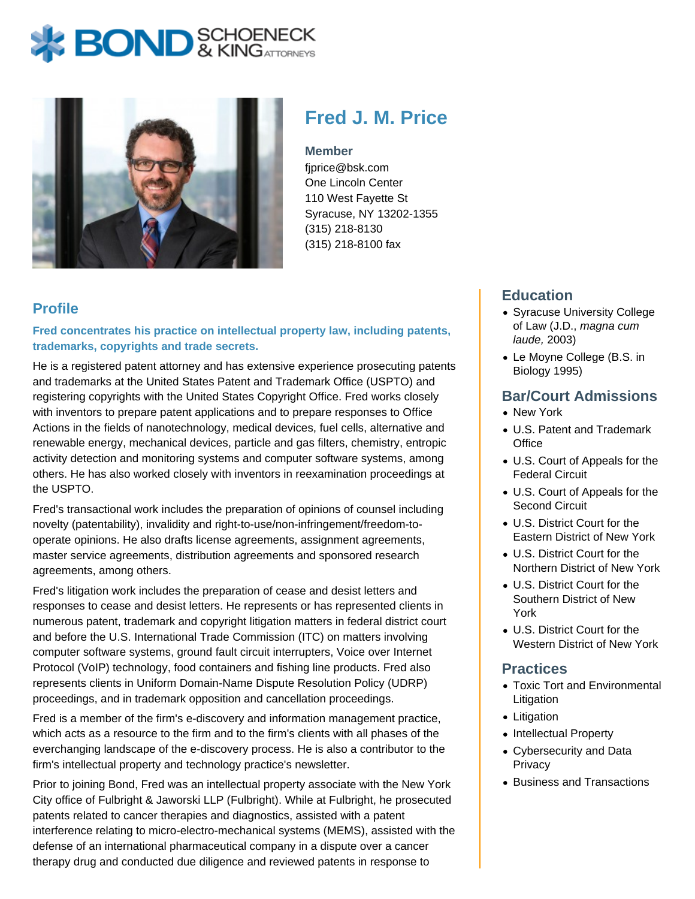# Fred J. M. Price

**Member**
fjprice@bsk.com
One Lincoln Center
110 West Fayette St
Syracuse, NY 13202-1355
(315) 218-8130
(315) 218-8100 fax

## Profile

**Fred concentrates his practice on intellectual property law, including patents, trademarks, copyrights and trade secrets.**

He is a registered patent attorney and has extensive experience prosecuting patents and trademarks at the United States Patent and Trademark Office (USPTO) and registering copyrights with the United States Copyright Office. Fred works closely with inventors to prepare patent applications and to prepare responses to Office Actions in the fields of nanotechnology, medical devices, fuel cells, alternative and renewable energy, mechanical devices, particle and gas filters, chemistry, entropic activity detection and monitoring systems and computer software systems, among others. He has also worked closely with inventors in reexamination proceedings at the USPTO.

Fred's transactional work includes the preparation of opinions of counsel including novelty (patentability), invalidity and right-to-use/non-infringement/freedom-to-operate opinions. He also drafts license agreements, assignment agreements, master service agreements, distribution agreements and sponsored research agreements, among others.

Fred's litigation work includes the preparation of cease and desist letters and responses to cease and desist letters. He represents or has represented clients in numerous patent, trademark and copyright litigation matters in federal district court and before the U.S. International Trade Commission (ITC) on matters involving computer software systems, ground fault circuit interrupters, Voice over Internet Protocol (VoIP) technology, food containers and fishing line products. Fred also represents clients in Uniform Domain-Name Dispute Resolution Policy (UDRP) proceedings, and in trademark opposition and cancellation proceedings.

Fred is a member of the firm's e-discovery and information management practice, which acts as a resource to the firm and to the firm's clients with all phases of the everchanging landscape of the e-discovery process. He is also a contributor to the firm's intellectual property and technology practice's newsletter.

Prior to joining Bond, Fred was an intellectual property associate with the New York City office of Fulbright & Jaworski LLP (Fulbright). While at Fulbright, he prosecuted patents related to cancer therapies and diagnostics, assisted with a patent interference relating to micro-electro-mechanical systems (MEMS), assisted with the defense of an international pharmaceutical company in a dispute over a cancer therapy drug and conducted due diligence and reviewed patents in response to

## Education

- Syracuse University College of Law (J.D., *magna cum laude,* 2003)
- Le Moyne College (B.S. in Biology 1995)

## Bar/Court Admissions

- New York
- U.S. Patent and Trademark Office
- U.S. Court of Appeals for the Federal Circuit
- U.S. Court of Appeals for the Second Circuit
- U.S. District Court for the Eastern District of New York
- U.S. District Court for the Northern District of New York
- U.S. District Court for the Southern District of New York
- U.S. District Court for the Western District of New York

## Practices

- Toxic Tort and Environmental Litigation
- Litigation
- Intellectual Property
- Cybersecurity and Data Privacy
- Business and Transactions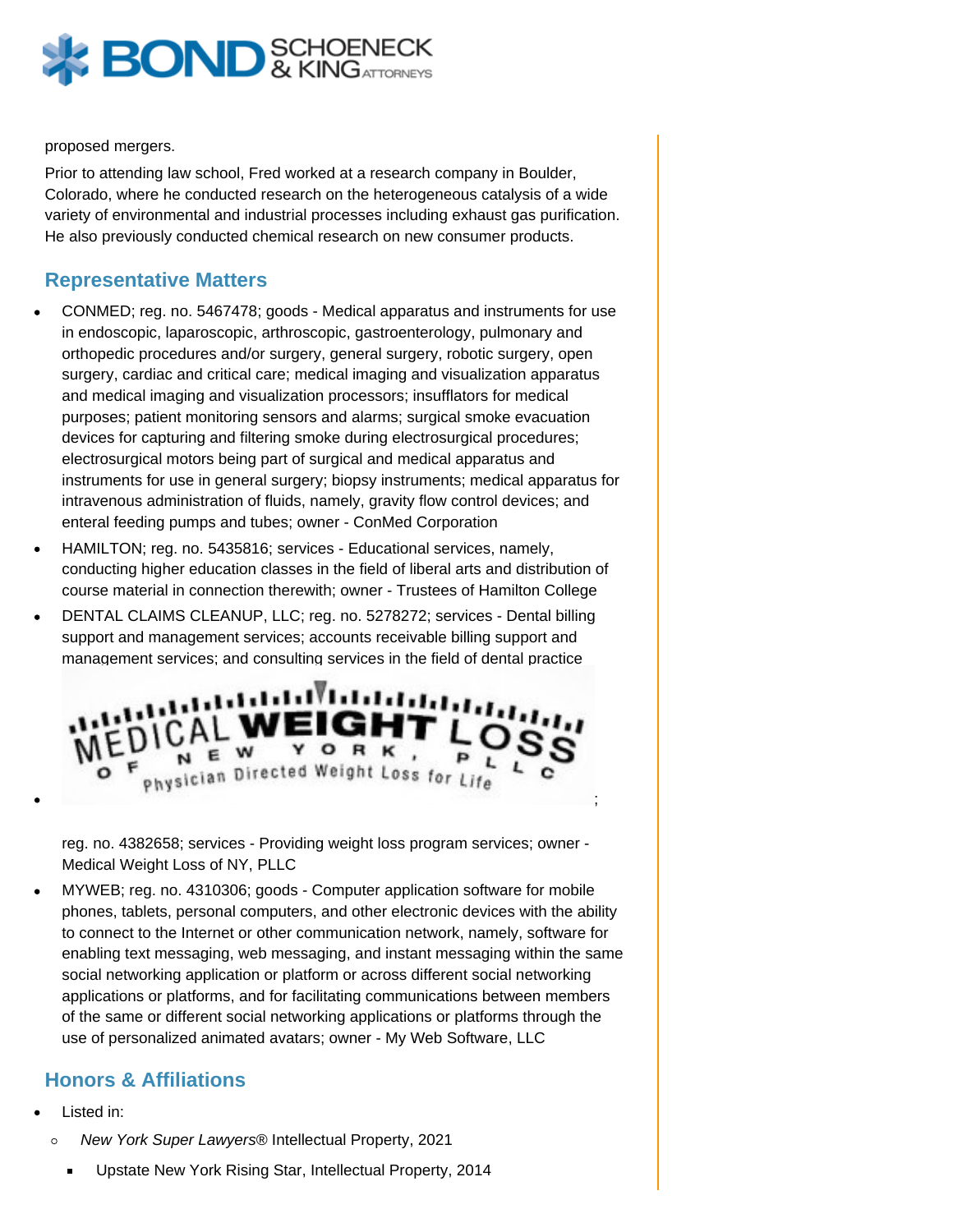proposed mergers.

Prior to attending law school, Fred worked at a research company in Boulder, Colorado, where he conducted research on the heterogeneous catalysis of a wide variety of environmental and industrial processes including exhaust gas purification. He also previously conducted chemical research on new consumer products.

## Representative Matters

- CONMED; reg. no. 5467478; goods - Medical apparatus and instruments for use in endoscopic, laparoscopic, arthroscopic, gastroenterology, pulmonary and orthopedic procedures and/or surgery, general surgery, robotic surgery, open surgery, cardiac and critical care; medical imaging and visualization apparatus and medical imaging and visualization processors; insufflators for medical purposes; patient monitoring sensors and alarms; surgical smoke evacuation devices for capturing and filtering smoke during electrosurgical procedures; electrosurgical motors being part of surgical and medical apparatus and instruments for use in general surgery; biopsy instruments; medical apparatus for intravenous administration of fluids, namely, gravity flow control devices; and enteral feeding pumps and tubes; owner - ConMed Corporation
- HAMILTON; reg. no. 5435816; services - Educational services, namely, conducting higher education classes in the field of liberal arts and distribution of course material in connection therewith; owner - Trustees of Hamilton College
- DENTAL CLAIMS CLEANUP, LLC; reg. no. 5278272; services - Dental billing support and management services; accounts receivable billing support and management services; and consulting services in the field of dental practice
- ;

  reg. no. 4382658; services - Providing weight loss program services; owner - Medical Weight Loss of NY, PLLC
- MYWEB; reg. no. 4310306; goods - Computer application software for mobile phones, tablets, personal computers, and other electronic devices with the ability to connect to the Internet or other communication network, namely, software for enabling text messaging, web messaging, and instant messaging within the same social networking application or platform or across different social networking applications or platforms, and for facilitating communications between members of the same or different social networking applications or platforms through the use of personalized animated avatars; owner - My Web Software, LLC

## Honors & Affiliations

- Listed in:
  - *New York Super Lawyers*® Intellectual Property, 2021
    - Upstate New York Rising Star, Intellectual Property, 2014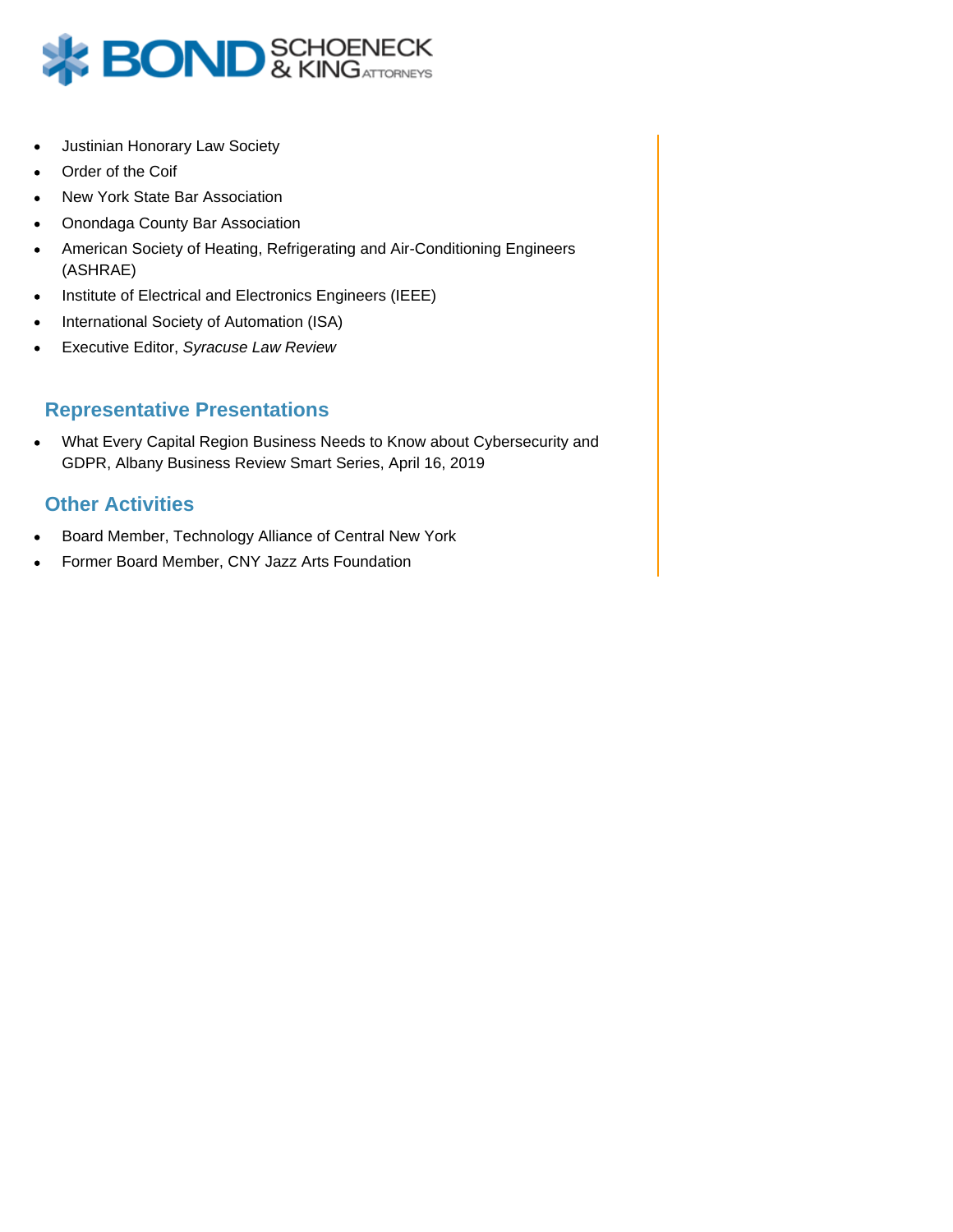- Justinian Honorary Law Society
- Order of the Coif
- New York State Bar Association
- Onondaga County Bar Association
- American Society of Heating, Refrigerating and Air-Conditioning Engineers (ASHRAE)
- Institute of Electrical and Electronics Engineers (IEEE)
- International Society of Automation (ISA)
- Executive Editor, *Syracuse Law Review*

## Representative Presentations

- What Every Capital Region Business Needs to Know about Cybersecurity and GDPR, Albany Business Review Smart Series, April 16, 2019

## Other Activities

- Board Member, Technology Alliance of Central New York
- Former Board Member, CNY Jazz Arts Foundation